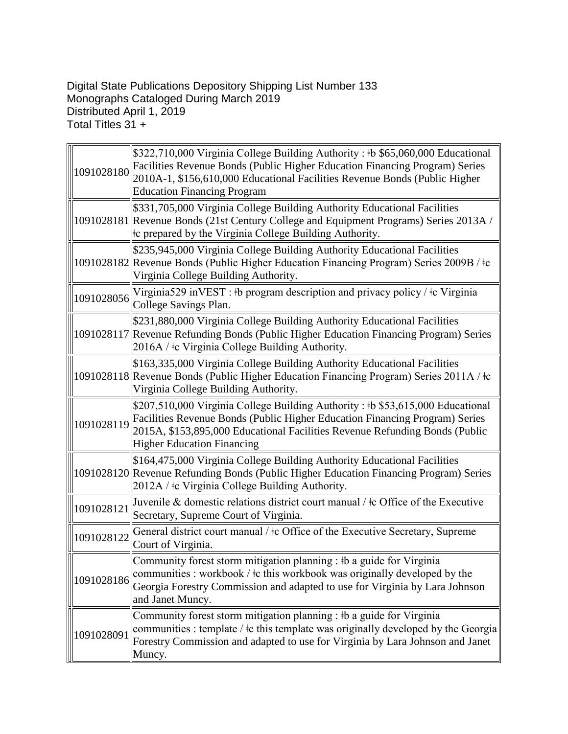Digital State Publications Depository Shipping List Number 133
Monographs Cataloged During March 2019
Distributed April 1, 2019
Total Titles 31 +

| | |
|---|---|
| 1091028180 | $322,710,000 Virginia College Building Authority : ǂb $65,060,000 Educational Facilities Revenue Bonds (Public Higher Education Financing Program) Series 2010A-1, $156,610,000 Educational Facilities Revenue Bonds (Public Higher Education Financing Program |
| 1091028181 | $331,705,000 Virginia College Building Authority Educational Facilities Revenue Bonds (21st Century College and Equipment Programs) Series 2013A / ǂc prepared by the Virginia College Building Authority. |
| 1091028182 | $235,945,000 Virginia College Building Authority Educational Facilities Revenue Bonds (Public Higher Education Financing Program) Series 2009B / ǂc Virginia College Building Authority. |
| 1091028056 | Virginia529 inVEST : ǂb program description and privacy policy / ǂc Virginia College Savings Plan. |
| 1091028117 | $231,880,000 Virginia College Building Authority Educational Facilities Revenue Refunding Bonds (Public Higher Education Financing Program) Series 2016A / ǂc Virginia College Building Authority. |
| 1091028118 | $163,335,000 Virginia College Building Authority Educational Facilities Revenue Bonds (Public Higher Education Financing Program) Series 2011A / ǂc Virginia College Building Authority. |
| 1091028119 | $207,510,000 Virginia College Building Authority : ǂb $53,615,000 Educational Facilities Revenue Bonds (Public Higher Education Financing Program) Series 2015A, $153,895,000 Educational Facilities Revenue Refunding Bonds (Public Higher Education Financing |
| 1091028120 | $164,475,000 Virginia College Building Authority Educational Facilities Revenue Refunding Bonds (Public Higher Education Financing Program) Series 2012A / ǂc Virginia College Building Authority. |
| 1091028121 | Juvenile & domestic relations district court manual / ǂc Office of the Executive Secretary, Supreme Court of Virginia. |
| 1091028122 | General district court manual / ǂc Office of the Executive Secretary, Supreme Court of Virginia. |
| 1091028186 | Community forest storm mitigation planning : ǂb a guide for Virginia communities : workbook / ǂc this workbook was originally developed by the Georgia Forestry Commission and adapted to use for Virginia by Lara Johnson and Janet Muncy. |
| 1091028091 | Community forest storm mitigation planning : ǂb a guide for Virginia communities : template / ǂc this template was originally developed by the Georgia Forestry Commission and adapted to use for Virginia by Lara Johnson and Janet Muncy. |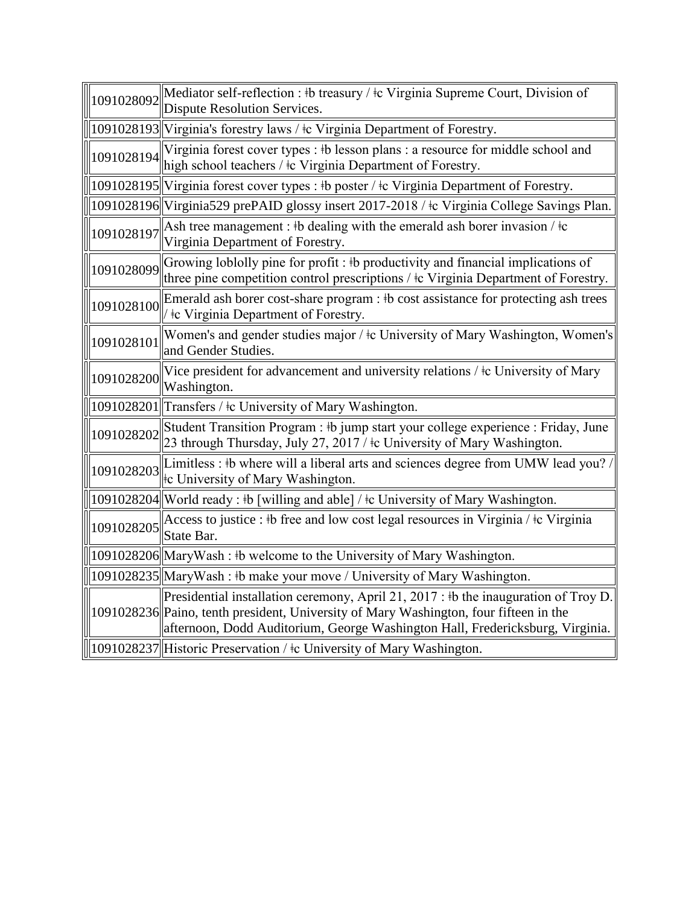| | |
|---|---|
| 1091028092 | Mediator self-reflection : ǂb treasury / ǂc Virginia Supreme Court, Division of Dispute Resolution Services. |
| 1091028193 | Virginia's forestry laws / ǂc Virginia Department of Forestry. |
| 1091028194 | Virginia forest cover types : ǂb lesson plans : a resource for middle school and high school teachers / ǂc Virginia Department of Forestry. |
| 1091028195 | Virginia forest cover types : ǂb poster / ǂc Virginia Department of Forestry. |
| 1091028196 | Virginia529 prePAID glossy insert 2017-2018 / ǂc Virginia College Savings Plan. |
| 1091028197 | Ash tree management : ǂb dealing with the emerald ash borer invasion / ǂc Virginia Department of Forestry. |
| 1091028099 | Growing loblolly pine for profit : ǂb productivity and financial implications of three pine competition control prescriptions / ǂc Virginia Department of Forestry. |
| 1091028100 | Emerald ash borer cost-share program : ǂb cost assistance for protecting ash trees / ǂc Virginia Department of Forestry. |
| 1091028101 | Women's and gender studies major / ǂc University of Mary Washington, Women's and Gender Studies. |
| 1091028200 | Vice president for advancement and university relations / ǂc University of Mary Washington. |
| 1091028201 | Transfers / ǂc University of Mary Washington. |
| 1091028202 | Student Transition Program : ǂb jump start your college experience : Friday, June 23 through Thursday, July 27, 2017 / ǂc University of Mary Washington. |
| 1091028203 | Limitless : ǂb where will a liberal arts and sciences degree from UMW lead you? / ǂc University of Mary Washington. |
| 1091028204 | World ready : ǂb [willing and able] / ǂc University of Mary Washington. |
| 1091028205 | Access to justice : ǂb free and low cost legal resources in Virginia / ǂc Virginia State Bar. |
| 1091028206 | MaryWash : ǂb welcome to the University of Mary Washington. |
| 1091028235 | MaryWash : ǂb make your move / University of Mary Washington. |
| 1091028236 | Presidential installation ceremony, April 21, 2017 : ǂb the inauguration of Troy D. Paino, tenth president, University of Mary Washington, four fifteen in the afternoon, Dodd Auditorium, George Washington Hall, Fredericksburg, Virginia. |
| 1091028237 | Historic Preservation / ǂc University of Mary Washington. |